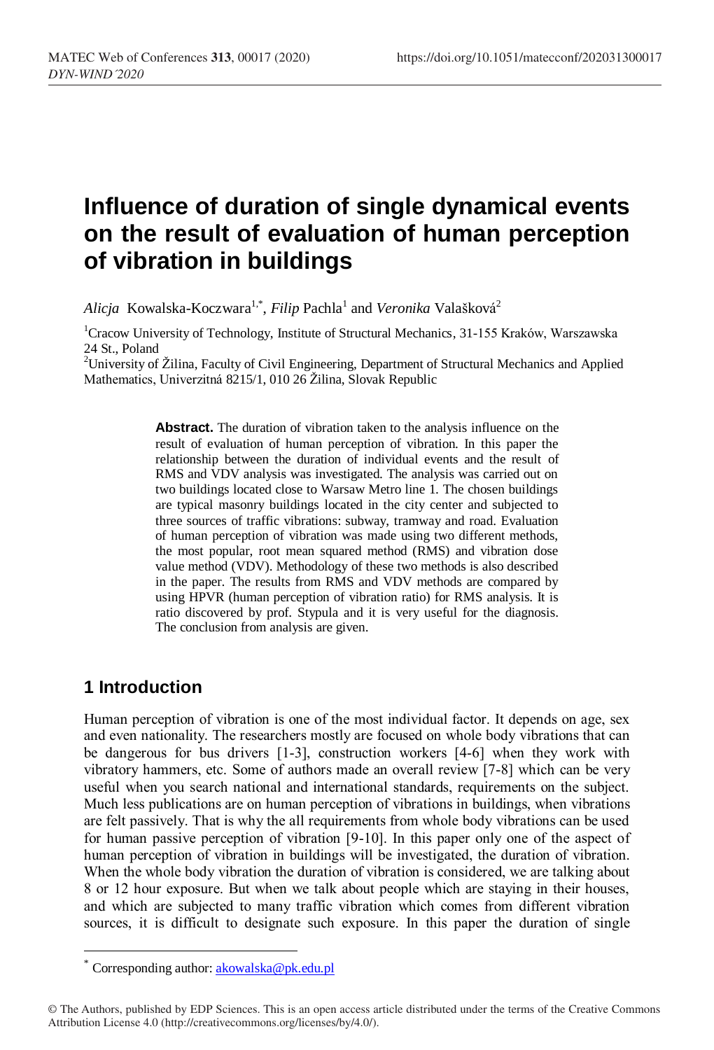# Influence of duration of single dynamical events on the result of evaluation of human perception of vibration in buildings

*Alicja* Kowalska-Koczwara[1,*], *Filip* Pachla[1] and *Veronika* Valašková[2]

[1]Cracow University of Technology, Institute of Structural Mechanics, 31-155 Kraków, Warszawska 24 St., Poland

[2]University of Žilina, Faculty of Civil Engineering, Department of Structural Mechanics and Applied Mathematics, Univerzitná 8215/1, 010 26 Žilina, Slovak Republic

**Abstract.** The duration of vibration taken to the analysis influence on the result of evaluation of human perception of vibration. In this paper the relationship between the duration of individual events and the result of RMS and VDV analysis was investigated. The analysis was carried out on two buildings located close to Warsaw Metro line 1. The chosen buildings are typical masonry buildings located in the city center and subjected to three sources of traffic vibrations: subway, tramway and road. Evaluation of human perception of vibration was made using two different methods, the most popular, root mean squared method (RMS) and vibration dose value method (VDV). Methodology of these two methods is also described in the paper. The results from RMS and VDV methods are compared by using HPVR (human perception of vibration ratio) for RMS analysis. It is ratio discovered by prof. Stypula and it is very useful for the diagnosis. The conclusion from analysis are given.

## 1 Introduction

Human perception of vibration is one of the most individual factor. It depends on age, sex and even nationality. The researchers mostly are focused on whole body vibrations that can be dangerous for bus drivers [1-3], construction workers [4-6] when they work with vibratory hammers, etc. Some of authors made an overall review [7-8] which can be very useful when you search national and international standards, requirements on the subject. Much less publications are on human perception of vibrations in buildings, when vibrations are felt passively. That is why the all requirements from whole body vibrations can be used for human passive perception of vibration [9-10]. In this paper only one of the aspect of human perception of vibration in buildings will be investigated, the duration of vibration. When the whole body vibration the duration of vibration is considered, we are talking about 8 or 12 hour exposure. But when we talk about people which are staying in their houses, and which are subjected to many traffic vibration which comes from different vibration sources, it is difficult to designate such exposure. In this paper the duration of single

* Corresponding author: akowalska@pk.edu.pl

© The Authors, published by EDP Sciences. This is an open access article distributed under the terms of the Creative Commons Attribution License 4.0 (http://creativecommons.org/licenses/by/4.0/).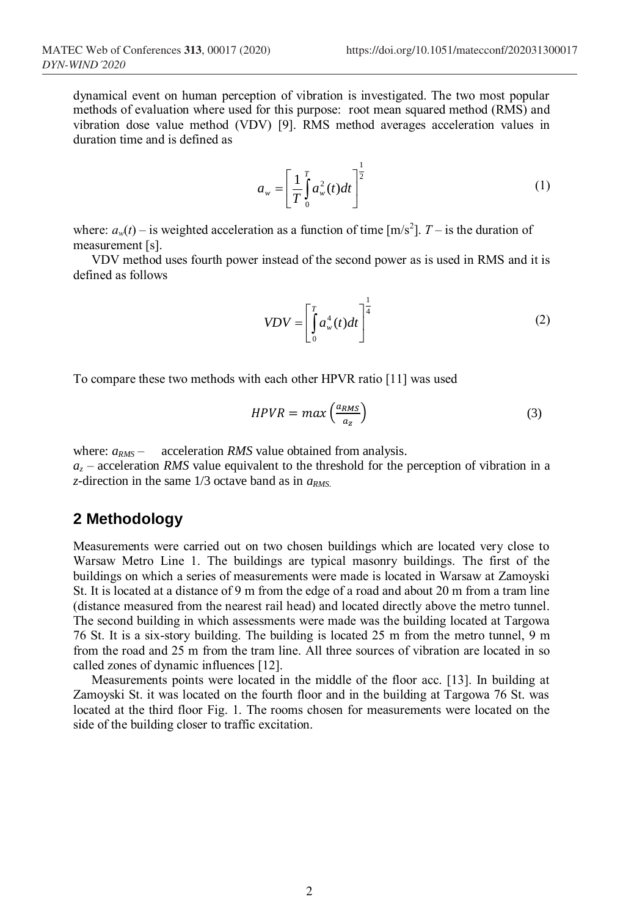dynamical event on human perception of vibration is investigated. The two most popular methods of evaluation where used for this purpose: root mean squared method (RMS) and vibration dose value method (VDV) [9]. RMS method averages acceleration values in duration time and is defined as

$$a_w = \left[ \frac{1}{T} \int_0^T a_w^2(t) dt \right]^{\frac{1}{2}} \tag{1}$$

where: $a_w(t)$ – is weighted acceleration as a function of time [m/s$^2$]. $T$ – is the duration of measurement [s].

VDV method uses fourth power instead of the second power as is used in RMS and it is defined as follows

$$VDV = \left[ \int_0^T a_w^4(t) dt \right]^{\frac{1}{4}} \tag{2}$$

To compare these two methods with each other HPVR ratio [11] was used

$$HPVR = max\left(\frac{a_{RMS}}{a_z}\right) \tag{3}$$

where: $a_{RMS}$ – acceleration *RMS* value obtained from analysis.
$a_z$ – acceleration *RMS* value equivalent to the threshold for the perception of vibration in a *z*-direction in the same 1/3 octave band as in $a_{RMS}$.

## 2 Methodology

Measurements were carried out on two chosen buildings which are located very close to Warsaw Metro Line 1. The buildings are typical masonry buildings. The first of the buildings on which a series of measurements were made is located in Warsaw at Zamoyski St. It is located at a distance of 9 m from the edge of a road and about 20 m from a tram line (distance measured from the nearest rail head) and located directly above the metro tunnel. The second building in which assessments were made was the building located at Targowa 76 St. It is a six-story building. The building is located 25 m from the metro tunnel, 9 m from the road and 25 m from the tram line. All three sources of vibration are located in so called zones of dynamic influences [12].

Measurements points were located in the middle of the floor acc. [13]. In building at Zamoyski St. it was located on the fourth floor and in the building at Targowa 76 St. was located at the third floor Fig. 1. The rooms chosen for measurements were located on the side of the building closer to traffic excitation.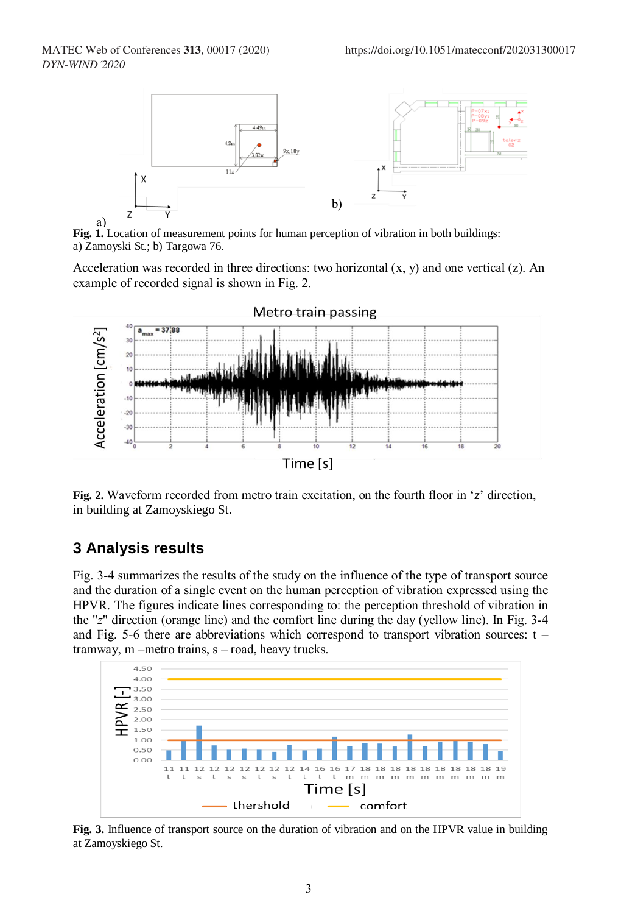**Fig. 1.** Location of measurement points for human perception of vibration in both buildings: a) Zamoyski St.; b) Targowa 76.

Acceleration was recorded in three directions: two horizontal (x, y) and one vertical (z). An example of recorded signal is shown in Fig. 2.

**Fig. 2.** Waveform recorded from metro train excitation, on the fourth floor in 'z' direction, in building at Zamoyskiego St.

## 3 Analysis results

Fig. 3-4 summarizes the results of the study on the influence of the type of transport source and the duration of a single event on the human perception of vibration expressed using the HPVR. The figures indicate lines corresponding to: the perception threshold of vibration in the "*z*" direction (orange line) and the comfort line during the day (yellow line). In Fig. 3-4 and Fig. 5-6 there are abbreviations which correspond to transport vibration sources: t – tramway, m –metro trains, s – road, heavy trucks.

**Fig. 3.** Influence of transport source on the duration of vibration and on the HPVR value in building at Zamoyskiego St.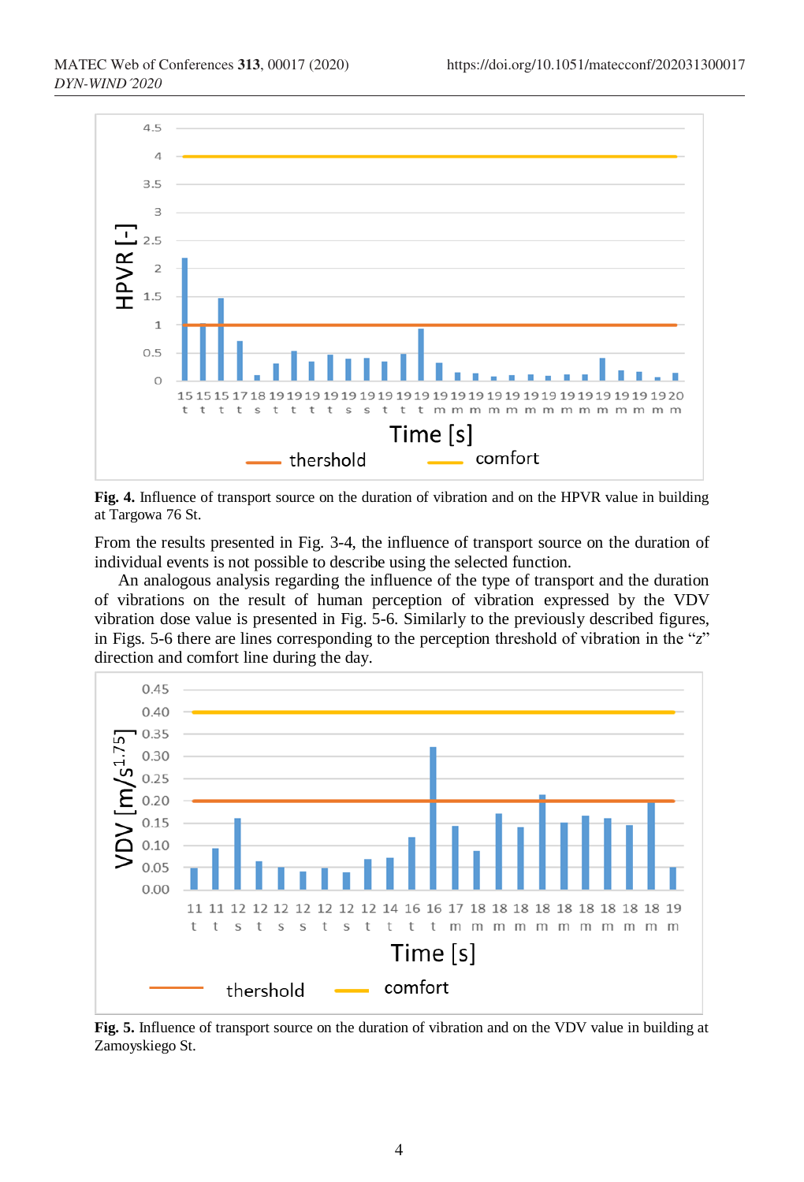**Fig. 4.** Influence of transport source on the duration of vibration and on the HPVR value in building at Targowa 76 St.

From the results presented in Fig. 3-4, the influence of transport source on the duration of individual events is not possible to describe using the selected function.

An analogous analysis regarding the influence of the type of transport and the duration of vibrations on the result of human perception of vibration expressed by the VDV vibration dose value is presented in Fig. 5-6. Similarly to the previously described figures, in Figs. 5-6 there are lines corresponding to the perception threshold of vibration in the "z" direction and comfort line during the day.

**Fig. 5.** Influence of transport source on the duration of vibration and on the VDV value in building at Zamoyskiego St.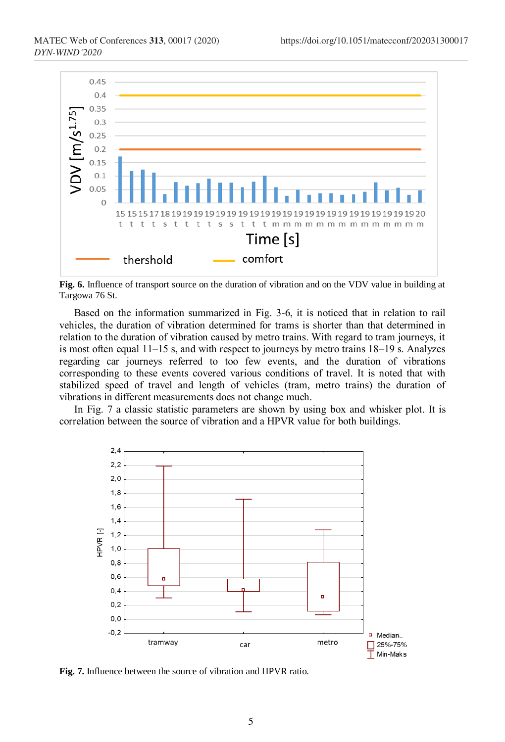**Fig. 6.** Influence of transport source on the duration of vibration and on the VDV value in building at Targowa 76 St.

Based on the information summarized in Fig. 3-6, it is noticed that in relation to rail vehicles, the duration of vibration determined for trams is shorter than that determined in relation to the duration of vibration caused by metro trains. With regard to tram journeys, it is most often equal 11–15 s, and with respect to journeys by metro trains 18–19 s. Analyzes regarding car journeys referred to too few events, and the duration of vibrations corresponding to these events covered various conditions of travel. It is noted that with stabilized speed of travel and length of vehicles (tram, metro trains) the duration of vibrations in different measurements does not change much.

In Fig. 7 a classic statistic parameters are shown by using box and whisker plot. It is correlation between the source of vibration and a HPVR value for both buildings.

**Fig. 7.** Influence between the source of vibration and HPVR ratio.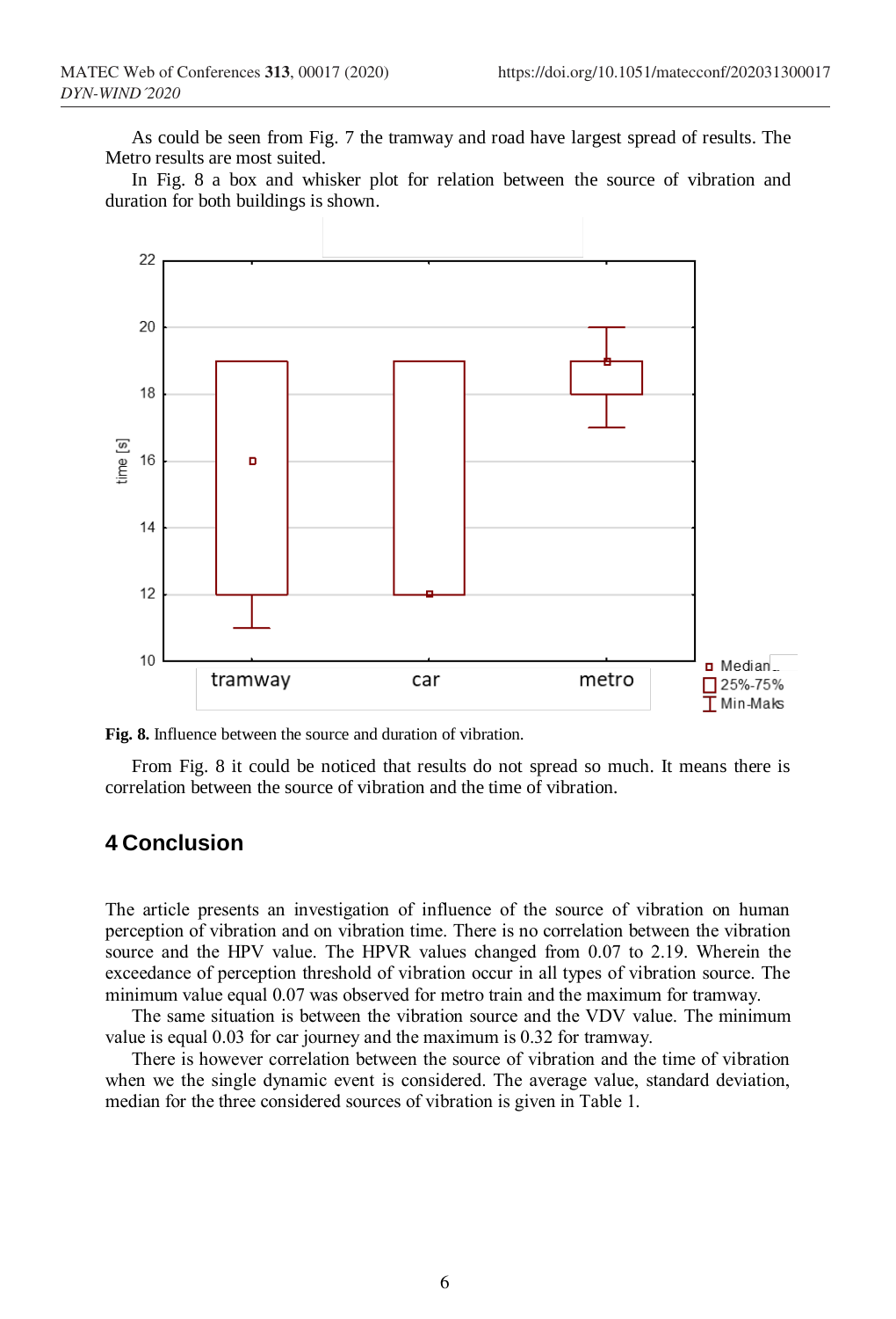As could be seen from Fig. 7 the tramway and road have largest spread of results. The Metro results are most suited.

In Fig. 8 a box and whisker plot for relation between the source of vibration and duration for both buildings is shown.

**Fig. 8.** Influence between the source and duration of vibration.

From Fig. 8 it could be noticed that results do not spread so much. It means there is correlation between the source of vibration and the time of vibration.

## 4 Conclusion

The article presents an investigation of influence of the source of vibration on human perception of vibration and on vibration time. There is no correlation between the vibration source and the HPV value. The HPVR values changed from 0.07 to 2.19. Wherein the exceedance of perception threshold of vibration occur in all types of vibration source. The minimum value equal 0.07 was observed for metro train and the maximum for tramway.

The same situation is between the vibration source and the VDV value. The minimum value is equal 0.03 for car journey and the maximum is 0.32 for tramway.

There is however correlation between the source of vibration and the time of vibration when we the single dynamic event is considered. The average value, standard deviation, median for the three considered sources of vibration is given in Table 1.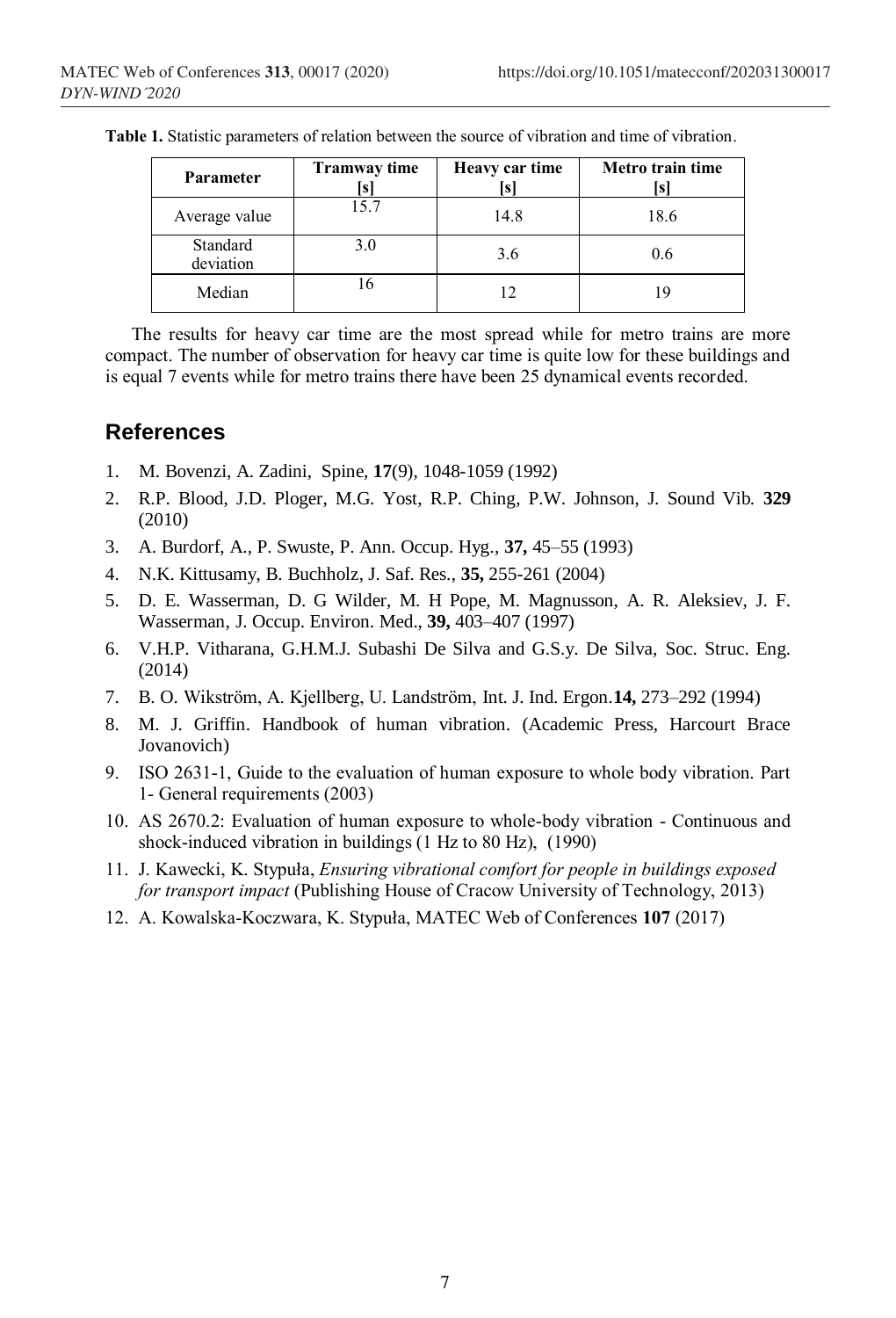**Table 1.** Statistic parameters of relation between the source of vibration and time of vibration.

| Parameter | Tramway time [s] | Heavy car time [s] | Metro train time [s] |
|---|---|---|---|
| Average value | 15.7 | 14.8 | 18.6 |
| Standard deviation | 3.0 | 3.6 | 0.6 |
| Median | 16 | 12 | 19 |

The results for heavy car time are the most spread while for metro trains are more compact. The number of observation for heavy car time is quite low for these buildings and is equal 7 events while for metro trains there have been 25 dynamical events recorded.

## References

1. M. Bovenzi, A. Zadini, Spine, **17**(9), 1048-1059 (1992)
2. R.P. Blood, J.D. Ploger, M.G. Yost, R.P. Ching, P.W. Johnson, J. Sound Vib. **329** (2010)
3. A. Burdorf, A., P. Swuste, P. Ann. Occup. Hyg., **37,** 45–55 (1993)
4. N.K. Kittusamy, B. Buchholz, J. Saf. Res., **35,** 255-261 (2004)
5. D. E. Wasserman, D. G Wilder, M. H Pope, M. Magnusson, A. R. Aleksiev, J. F. Wasserman, J. Occup. Environ. Med., **39,** 403–407 (1997)
6. V.H.P. Vitharana, G.H.M.J. Subashi De Silva and G.S.y. De Silva, Soc. Struc. Eng. (2014)
7. B. O. Wikström, A. Kjellberg, U. Landström, Int. J. Ind. Ergon.**14,** 273–292 (1994)
8. M. J. Griffin. Handbook of human vibration. (Academic Press, Harcourt Brace Jovanovich)
9. ISO 2631-1, Guide to the evaluation of human exposure to whole body vibration. Part 1- General requirements (2003)
10. AS 2670.2: Evaluation of human exposure to whole-body vibration - Continuous and shock-induced vibration in buildings (1 Hz to 80 Hz), (1990)
11. J. Kawecki, K. Stypuła, *Ensuring vibrational comfort for people in buildings exposed for transport impact* (Publishing House of Cracow University of Technology, 2013)
12. A. Kowalska-Koczwara, K. Stypuła, MATEC Web of Conferences **107** (2017)